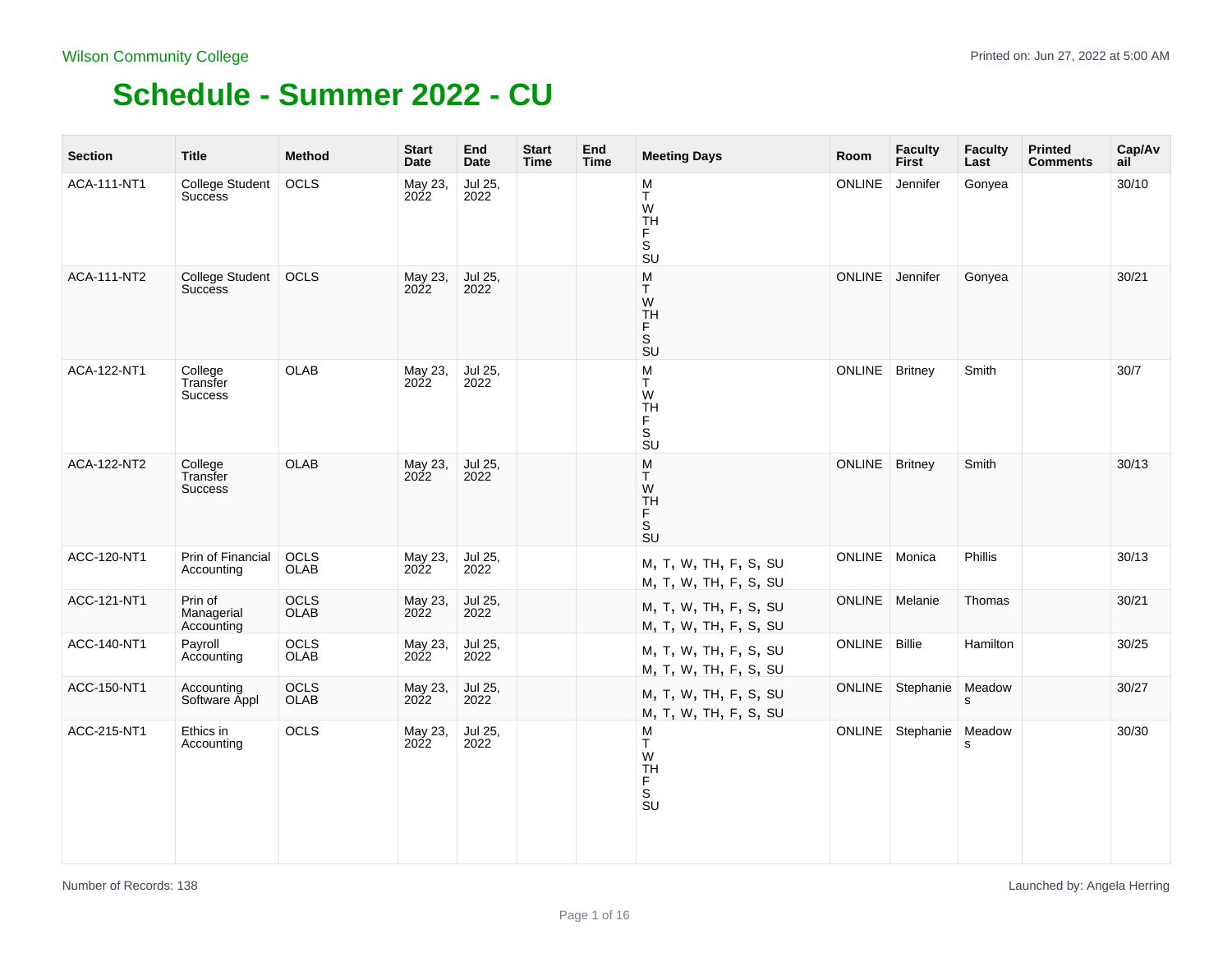Wilson Community College

# Schedule - Summer 2022 - CU

| Section | Title | Method | Start Date | End Date | Start Time | End Time | Meeting Days | Room | Faculty First | Faculty Last | Printed Comments | Cap/Avail |
|---|---|---|---|---|---|---|---|---|---|---|---|---|
| ACA-111-NT1 | College Student Success | OCLS | May 23, 2022 | Jul 25, 2022 | | | M T W TH F S SU | ONLINE | Jennifer | Gonyea | | 30/10 |
| ACA-111-NT2 | College Student Success | OCLS | May 23, 2022 | Jul 25, 2022 | | | M T W TH F S SU | ONLINE | Jennifer | Gonyea | | 30/21 |
| ACA-122-NT1 | College Transfer Success | OLAB | May 23, 2022 | Jul 25, 2022 | | | M T W TH F S SU | ONLINE | Britney | Smith | | 30/7 |
| ACA-122-NT2 | College Transfer Success | OLAB | May 23, 2022 | Jul 25, 2022 | | | M T W TH F S SU | ONLINE | Britney | Smith | | 30/13 |
| ACC-120-NT1 | Prin of Financial Accounting | OCLS OLAB | May 23, 2022 | Jul 25, 2022 | | | M, T, W, TH, F, S, SU M, T, W, TH, F, S, SU | ONLINE | Monica | Phillis | | 30/13 |
| ACC-121-NT1 | Prin of Managerial Accounting | OCLS OLAB | May 23, 2022 | Jul 25, 2022 | | | M, T, W, TH, F, S, SU M, T, W, TH, F, S, SU | ONLINE | Melanie | Thomas | | 30/21 |
| ACC-140-NT1 | Payroll Accounting | OCLS OLAB | May 23, 2022 | Jul 25, 2022 | | | M, T, W, TH, F, S, SU M, T, W, TH, F, S, SU | ONLINE | Billie | Hamilton | | 30/25 |
| ACC-150-NT1 | Accounting Software Appl | OCLS OLAB | May 23, 2022 | Jul 25, 2022 | | | M, T, W, TH, F, S, SU M, T, W, TH, F, S, SU | ONLINE | Stephanie | Meadows | | 30/27 |
| ACC-215-NT1 | Ethics in Accounting | OCLS | May 23, 2022 | Jul 25, 2022 | | | M T W TH F S SU | ONLINE | Stephanie | Meadows | | 30/30 |

Number of Records: 138

Launched by: Angela Herring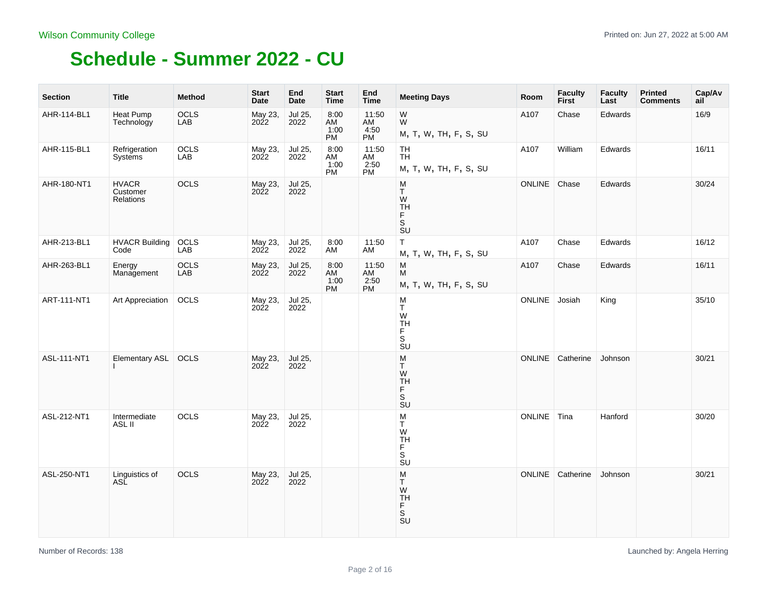# Schedule - Summer 2022 - CU

| Section | Title | Method | Start Date | End Date | Start Time | End Time | Meeting Days | Room | Faculty First | Faculty Last | Printed Comments | Cap/Avail |
|---|---|---|---|---|---|---|---|---|---|---|---|---|
| AHR-114-BL1 | Heat Pump Technology | OCLS LAB | May 23, 2022 | Jul 25, 2022 | 8:00 AM 1:00 PM | 11:50 AM 4:50 PM | W W M, T, W, TH, F, S, SU | A107 | Chase | Edwards | | 16/9 |
| AHR-115-BL1 | Refrigeration Systems | OCLS LAB | May 23, 2022 | Jul 25, 2022 | 8:00 AM 1:00 PM | 11:50 AM 2:50 PM | TH TH M, T, W, TH, F, S, SU | A107 | William | Edwards | | 16/11 |
| AHR-180-NT1 | HVACR Customer Relations | OCLS | May 23, 2022 | Jul 25, 2022 | | | M T W TH F S SU | ONLINE | Chase | Edwards | | 30/24 |
| AHR-213-BL1 | HVACR Building Code | OCLS LAB | May 23, 2022 | Jul 25, 2022 | 8:00 AM | 11:50 AM | T M, T, W, TH, F, S, SU | A107 | Chase | Edwards | | 16/12 |
| AHR-263-BL1 | Energy Management | OCLS LAB | May 23, 2022 | Jul 25, 2022 | 8:00 AM 1:00 PM | 11:50 AM 2:50 PM | M M M, T, W, TH, F, S, SU | A107 | Chase | Edwards | | 16/11 |
| ART-111-NT1 | Art Appreciation | OCLS | May 23, 2022 | Jul 25, 2022 | | | M T W TH F S SU | ONLINE | Josiah | King | | 35/10 |
| ASL-111-NT1 | Elementary ASL I | OCLS | May 23, 2022 | Jul 25, 2022 | | | M T W TH F S SU | ONLINE | Catherine | Johnson | | 30/21 |
| ASL-212-NT1 | Intermediate ASL II | OCLS | May 23, 2022 | Jul 25, 2022 | | | M T W TH F S SU | ONLINE | Tina | Hanford | | 30/20 |
| ASL-250-NT1 | Linguistics of ASL | OCLS | May 23, 2022 | Jul 25, 2022 | | | M T W TH F S SU | ONLINE | Catherine | Johnson | | 30/21 |

Number of Records: 138

Launched by: Angela Herring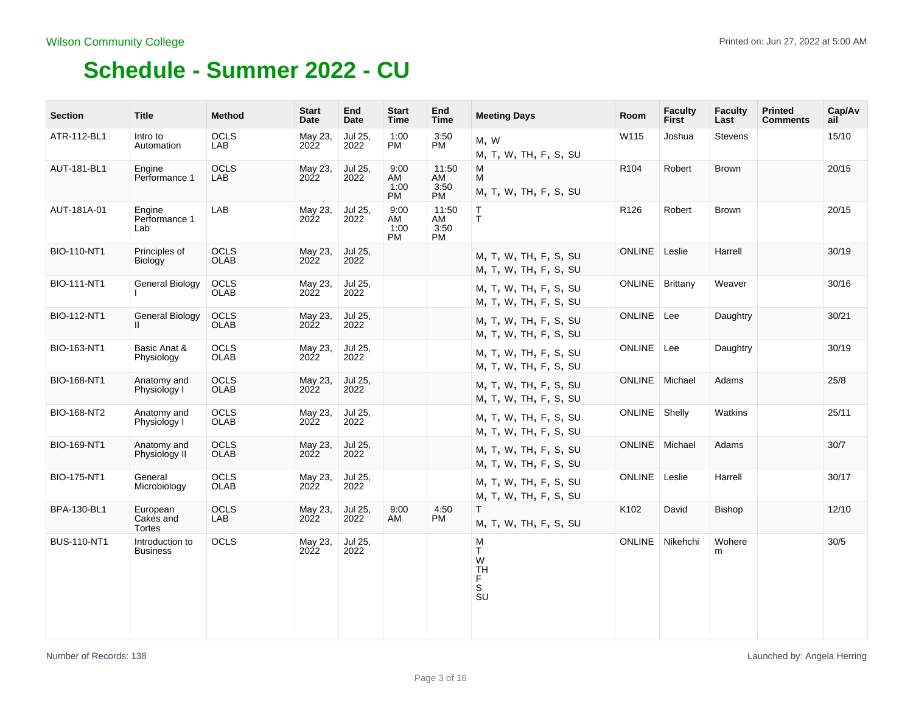Wilson Community College

Printed on: Jun 27, 2022 at 5:00 AM

# Schedule - Summer 2022 - CU

| Section | Title | Method | Start Date | End Date | Start Time | End Time | Meeting Days | Room | Faculty First | Faculty Last | Printed Comments | Cap/Avail |
|---|---|---|---|---|---|---|---|---|---|---|---|---|
| ATR-112-BL1 | Intro to Automation | OCLS LAB | May 23, 2022 | Jul 25, 2022 | 1:00 PM | 3:50 PM | M, W<br>M, T, W, TH, F, S, SU | W115 | Joshua | Stevens | | 15/10 |
| AUT-181-BL1 | Engine Performance 1 | OCLS LAB | May 23, 2022 | Jul 25, 2022 | 9:00 AM<br>1:00 PM | 11:50 AM<br>3:50 PM | M<br>M<br>M, T, W, TH, F, S, SU | R104 | Robert | Brown | | 20/15 |
| AUT-181A-01 | Engine Performance 1 Lab | LAB | May 23, 2022 | Jul 25, 2022 | 9:00 AM<br>1:00 PM | 11:50 AM<br>3:50 PM | T<br>T | R126 | Robert | Brown | | 20/15 |
| BIO-110-NT1 | Principles of Biology | OCLS OLAB | May 23, 2022 | Jul 25, 2022 | | | M, T, W, TH, F, S, SU<br>M, T, W, TH, F, S, SU | ONLINE | Leslie | Harrell | | 30/19 |
| BIO-111-NT1 | General Biology I | OCLS OLAB | May 23, 2022 | Jul 25, 2022 | | | M, T, W, TH, F, S, SU<br>M, T, W, TH, F, S, SU | ONLINE | Brittany | Weaver | | 30/16 |
| BIO-112-NT1 | General Biology II | OCLS OLAB | May 23, 2022 | Jul 25, 2022 | | | M, T, W, TH, F, S, SU<br>M, T, W, TH, F, S, SU | ONLINE | Lee | Daughtry | | 30/21 |
| BIO-163-NT1 | Basic Anat & Physiology | OCLS OLAB | May 23, 2022 | Jul 25, 2022 | | | M, T, W, TH, F, S, SU<br>M, T, W, TH, F, S, SU | ONLINE | Lee | Daughtry | | 30/19 |
| BIO-168-NT1 | Anatomy and Physiology I | OCLS OLAB | May 23, 2022 | Jul 25, 2022 | | | M, T, W, TH, F, S, SU<br>M, T, W, TH, F, S, SU | ONLINE | Michael | Adams | | 25/8 |
| BIO-168-NT2 | Anatomy and Physiology I | OCLS OLAB | May 23, 2022 | Jul 25, 2022 | | | M, T, W, TH, F, S, SU<br>M, T, W, TH, F, S, SU | ONLINE | Shelly | Watkins | | 25/11 |
| BIO-169-NT1 | Anatomy and Physiology II | OCLS OLAB | May 23, 2022 | Jul 25, 2022 | | | M, T, W, TH, F, S, SU<br>M, T, W, TH, F, S, SU | ONLINE | Michael | Adams | | 30/7 |
| BIO-175-NT1 | General Microbiology | OCLS OLAB | May 23, 2022 | Jul 25, 2022 | | | M, T, W, TH, F, S, SU<br>M, T, W, TH, F, S, SU | ONLINE | Leslie | Harrell | | 30/17 |
| BPA-130-BL1 | European Cakes and Tortes | OCLS LAB | May 23, 2022 | Jul 25, 2022 | 9:00 AM | 4:50 PM | T<br>M, T, W, TH, F, S, SU | K102 | David | Bishop | | 12/10 |
| BUS-110-NT1 | Introduction to Business | OCLS | May 23, 2022 | Jul 25, 2022 | | | M<br>T<br>W<br>TH<br>F<br>S<br>SU | ONLINE | Nikehchi | Woherem | | 30/5 |

Number of Records: 138

Launched by: Angela Herring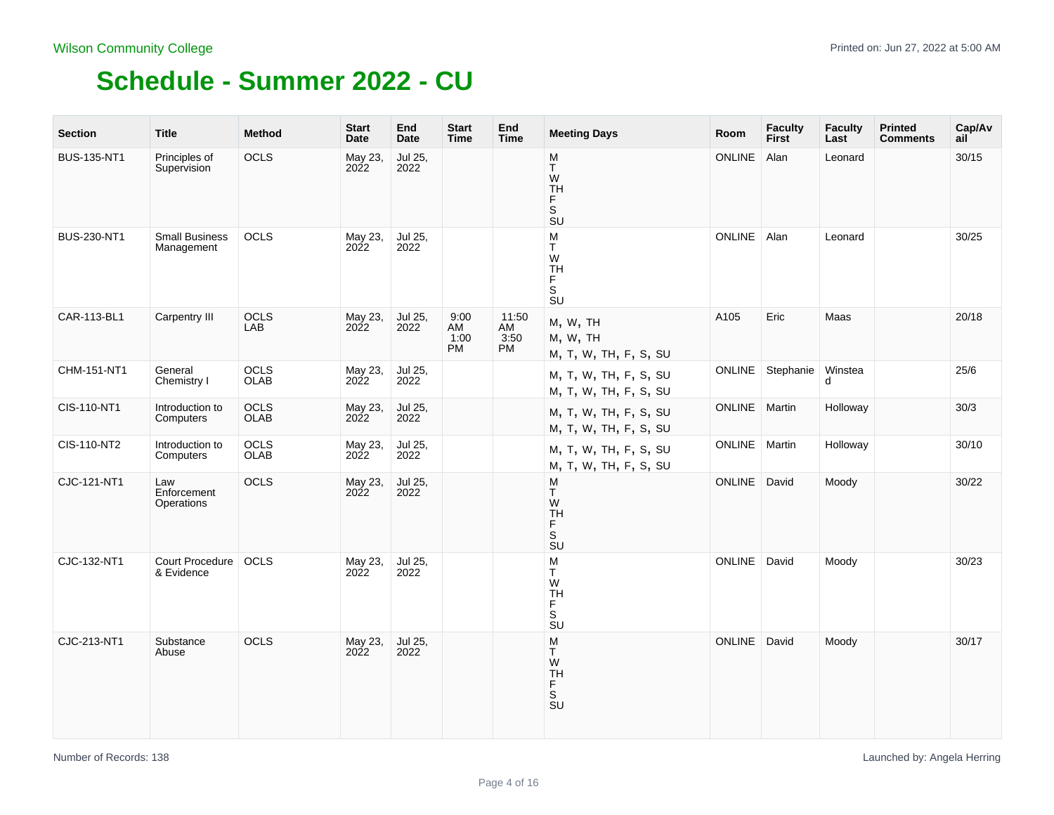Wilson Community College

Printed on: Jun 27, 2022 at 5:00 AM

# Schedule - Summer 2022 - CU

| Section | Title | Method | Start Date | End Date | Start Time | End Time | Meeting Days | Room | Faculty First | Faculty Last | Printed Comments | Cap/Avail |
|---|---|---|---|---|---|---|---|---|---|---|---|---|
| BUS-135-NT1 | Principles of Supervision | OCLS | May 23, 2022 | Jul 25, 2022 | | | M T W TH F S SU | ONLINE | Alan | Leonard | | 30/15 |
| BUS-230-NT1 | Small Business Management | OCLS | May 23, 2022 | Jul 25, 2022 | | | M T W TH F S SU | ONLINE | Alan | Leonard | | 30/25 |
| CAR-113-BL1 | Carpentry III | OCLS LAB | May 23, 2022 | Jul 25, 2022 | 9:00 AM 1:00 PM | 11:50 AM 3:50 PM | M, W, TH M, W, TH M, T, W, TH, F, S, SU | A105 | Eric | Maas | | 20/18 |
| CHM-151-NT1 | General Chemistry I | OCLS OLAB | May 23, 2022 | Jul 25, 2022 | | | M, T, W, TH, F, S, SU M, T, W, TH, F, S, SU | ONLINE | Stephanie | Winstead | | 25/6 |
| CIS-110-NT1 | Introduction to Computers | OCLS OLAB | May 23, 2022 | Jul 25, 2022 | | | M, T, W, TH, F, S, SU M, T, W, TH, F, S, SU | ONLINE | Martin | Holloway | | 30/3 |
| CIS-110-NT2 | Introduction to Computers | OCLS OLAB | May 23, 2022 | Jul 25, 2022 | | | M, T, W, TH, F, S, SU M, T, W, TH, F, S, SU | ONLINE | Martin | Holloway | | 30/10 |
| CJC-121-NT1 | Law Enforcement Operations | OCLS | May 23, 2022 | Jul 25, 2022 | | | M T W TH F S SU | ONLINE | David | Moody | | 30/22 |
| CJC-132-NT1 | Court Procedure & Evidence | OCLS | May 23, 2022 | Jul 25, 2022 | | | M T W TH F S SU | ONLINE | David | Moody | | 30/23 |
| CJC-213-NT1 | Substance Abuse | OCLS | May 23, 2022 | Jul 25, 2022 | | | M T W TH F S SU | ONLINE | David | Moody | | 30/17 |

Number of Records: 138

Launched by: Angela Herring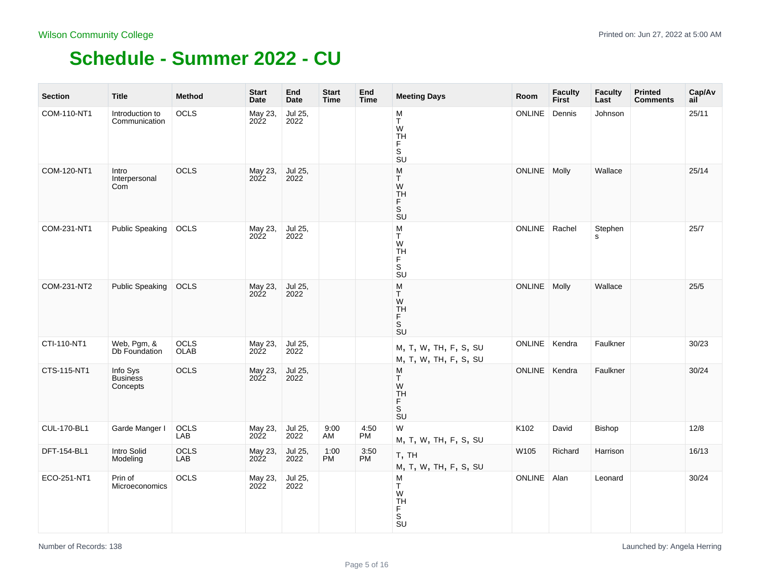Wilson Community College

Printed on: Jun 27, 2022 at 5:00 AM

# Schedule - Summer 2022 - CU

| Section | Title | Method | Start Date | End Date | Start Time | End Time | Meeting Days | Room | Faculty First | Faculty Last | Printed Comments | Cap/Avail |
|---|---|---|---|---|---|---|---|---|---|---|---|---|
| COM-110-NT1 | Introduction to Communication | OCLS | May 23, 2022 | Jul 25, 2022 | | | M T W TH F S SU | ONLINE | Dennis | Johnson | | 25/11 |
| COM-120-NT1 | Intro Interpersonal Com | OCLS | May 23, 2022 | Jul 25, 2022 | | | M T W TH F S SU | ONLINE | Molly | Wallace | | 25/14 |
| COM-231-NT1 | Public Speaking | OCLS | May 23, 2022 | Jul 25, 2022 | | | M T W TH F S SU | ONLINE | Rachel | Stephens | | 25/7 |
| COM-231-NT2 | Public Speaking | OCLS | May 23, 2022 | Jul 25, 2022 | | | M T W TH F S SU | ONLINE | Molly | Wallace | | 25/5 |
| CTI-110-NT1 | Web, Pgm, & Db Foundation | OCLS OLAB | May 23, 2022 | Jul 25, 2022 | | | M, T, W, TH, F, S, SU M, T, W, TH, F, S, SU | ONLINE | Kendra | Faulkner | | 30/23 |
| CTS-115-NT1 | Info Sys Business Concepts | OCLS | May 23, 2022 | Jul 25, 2022 | | | M T W TH F S SU | ONLINE | Kendra | Faulkner | | 30/24 |
| CUL-170-BL1 | Garde Manger I | OCLS LAB | May 23, 2022 | Jul 25, 2022 | 9:00 AM | 4:50 PM | W M, T, W, TH, F, S, SU | K102 | David | Bishop | | 12/8 |
| DFT-154-BL1 | Intro Solid Modeling | OCLS LAB | May 23, 2022 | Jul 25, 2022 | 1:00 PM | 3:50 PM | T, TH M, T, W, TH, F, S, SU | W105 | Richard | Harrison | | 16/13 |
| ECO-251-NT1 | Prin of Microeconomics | OCLS | May 23, 2022 | Jul 25, 2022 | | | M T W TH F S SU | ONLINE | Alan | Leonard | | 30/24 |

Number of Records: 138

Launched by: Angela Herring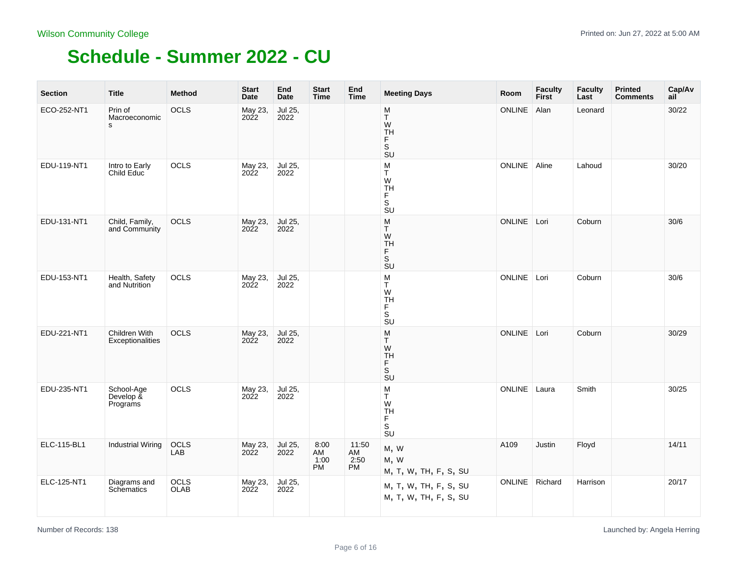Wilson Community College

Printed on: Jun 27, 2022 at 5:00 AM

# Schedule - Summer 2022 - CU

| Section | Title | Method | Start Date | End Date | Start Time | End Time | Meeting Days | Room | Faculty First | Faculty Last | Printed Comments | Cap/Avail |
|---|---|---|---|---|---|---|---|---|---|---|---|---|
| ECO-252-NT1 | Prin of Macroeconomics | OCLS | May 23, 2022 | Jul 25, 2022 | | | M T W TH F S SU | ONLINE | Alan | Leonard | | 30/22 |
| EDU-119-NT1 | Intro to Early Child Educ | OCLS | May 23, 2022 | Jul 25, 2022 | | | M T W TH F S SU | ONLINE | Aline | Lahoud | | 30/20 |
| EDU-131-NT1 | Child, Family, and Community | OCLS | May 23, 2022 | Jul 25, 2022 | | | M T W TH F S SU | ONLINE | Lori | Coburn | | 30/6 |
| EDU-153-NT1 | Health, Safety and Nutrition | OCLS | May 23, 2022 | Jul 25, 2022 | | | M T W TH F S SU | ONLINE | Lori | Coburn | | 30/6 |
| EDU-221-NT1 | Children With Exceptionalities | OCLS | May 23, 2022 | Jul 25, 2022 | | | M T W TH F S SU | ONLINE | Lori | Coburn | | 30/29 |
| EDU-235-NT1 | School-Age Develop & Programs | OCLS | May 23, 2022 | Jul 25, 2022 | | | M T W TH F S SU | ONLINE | Laura | Smith | | 30/25 |
| ELC-115-BL1 | Industrial Wiring | OCLS LAB | May 23, 2022 | Jul 25, 2022 | 8:00 AM 1:00 PM | 11:50 AM 2:50 PM | M, W M, W M, T, W, TH, F, S, SU | A109 | Justin | Floyd | | 14/11 |
| ELC-125-NT1 | Diagrams and Schematics | OCLS OLAB | May 23, 2022 | Jul 25, 2022 | | | M, T, W, TH, F, S, SU M, T, W, TH, F, S, SU | ONLINE | Richard | Harrison | | 20/17 |

Number of Records: 138

Launched by: Angela Herring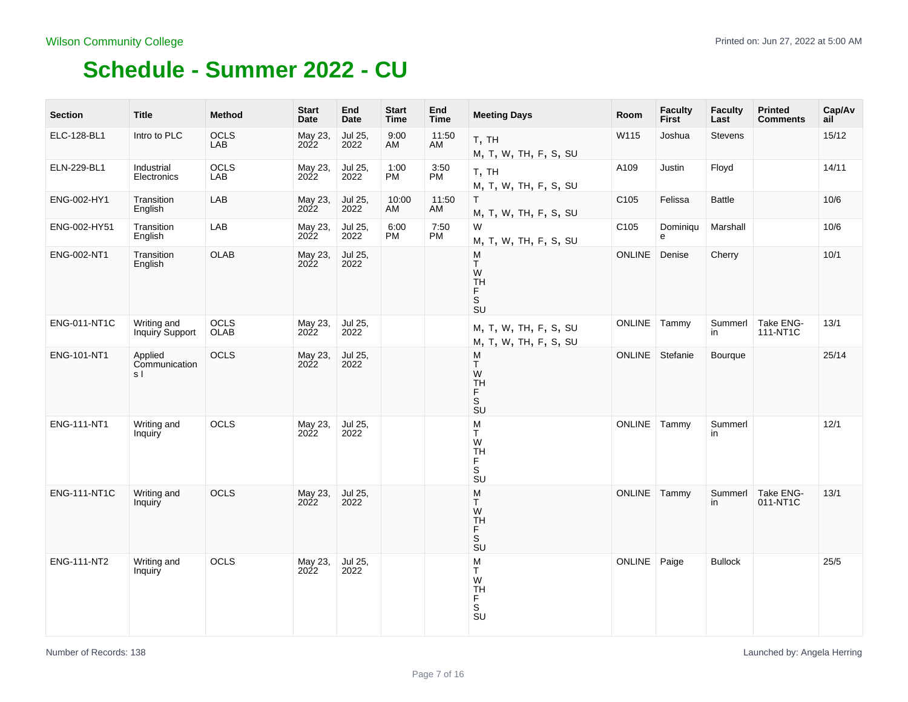Wilson Community College

# Schedule - Summer 2022 - CU

| Section | Title | Method | Start Date | End Date | Start Time | End Time | Meeting Days | Room | Faculty First | Faculty Last | Printed Comments | Cap/Avail |
|---|---|---|---|---|---|---|---|---|---|---|---|---|
| ELC-128-BL1 | Intro to PLC | OCLS LAB | May 23, 2022 | Jul 25, 2022 | 9:00 AM | 11:50 AM | T, TH<br>M, T, W, TH, F, S, SU | W115 | Joshua | Stevens | | 15/12 |
| ELN-229-BL1 | Industrial Electronics | OCLS LAB | May 23, 2022 | Jul 25, 2022 | 1:00 PM | 3:50 PM | T, TH<br>M, T, W, TH, F, S, SU | A109 | Justin | Floyd | | 14/11 |
| ENG-002-HY1 | Transition English | LAB | May 23, 2022 | Jul 25, 2022 | 10:00 AM | 11:50 AM | T<br>M, T, W, TH, F, S, SU | C105 | Felissa | Battle | | 10/6 |
| ENG-002-HY51 | Transition English | LAB | May 23, 2022 | Jul 25, 2022 | 6:00 PM | 7:50 PM | W<br>M, T, W, TH, F, S, SU | C105 | Dominique | Marshall | | 10/6 |
| ENG-002-NT1 | Transition English | OLAB | May 23, 2022 | Jul 25, 2022 | | | M<br>T<br>W<br>TH<br>F<br>S<br>SU | ONLINE | Denise | Cherry | | 10/1 |
| ENG-011-NT1C | Writing and Inquiry Support | OCLS OLAB | May 23, 2022 | Jul 25, 2022 | | | M, T, W, TH, F, S, SU<br>M, T, W, TH, F, S, SU | ONLINE | Tammy | Summerlin | Take ENG-111-NT1C | 13/1 |
| ENG-101-NT1 | Applied Communications I | OCLS | May 23, 2022 | Jul 25, 2022 | | | M<br>T<br>W<br>TH<br>F<br>S<br>SU | ONLINE | Stefanie | Bourque | | 25/14 |
| ENG-111-NT1 | Writing and Inquiry | OCLS | May 23, 2022 | Jul 25, 2022 | | | M<br>T<br>W<br>TH<br>F<br>S<br>SU | ONLINE | Tammy | Summerlin | | 12/1 |
| ENG-111-NT1C | Writing and Inquiry | OCLS | May 23, 2022 | Jul 25, 2022 | | | M<br>T<br>W<br>TH<br>F<br>S<br>SU | ONLINE | Tammy | Summerlin | Take ENG-011-NT1C | 13/1 |
| ENG-111-NT2 | Writing and Inquiry | OCLS | May 23, 2022 | Jul 25, 2022 | | | M<br>T<br>W<br>TH<br>F<br>S<br>SU | ONLINE | Paige | Bullock | | 25/5 |

Number of Records: 138

Launched by: Angela Herring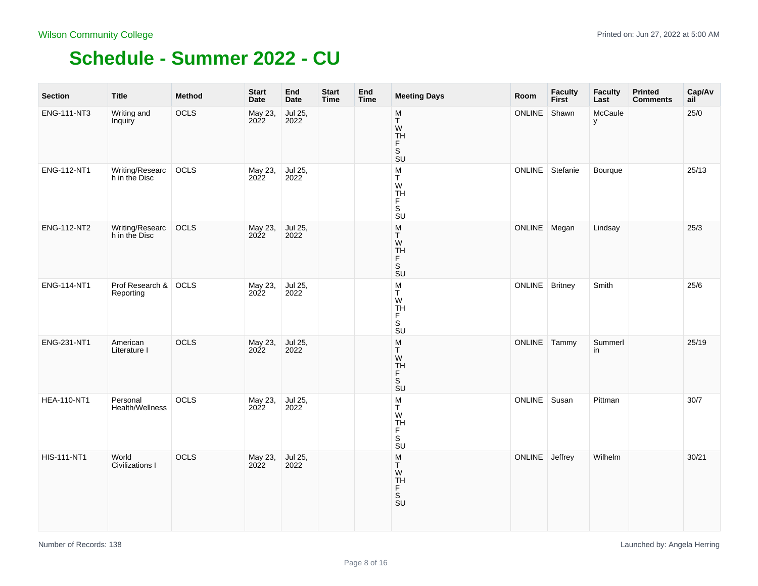Wilson Community College

Printed on: Jun 27, 2022 at 5:00 AM

# Schedule - Summer 2022 - CU

| Section | Title | Method | Start Date | End Date | Start Time | End Time | Meeting Days | Room | Faculty First | Faculty Last | Printed Comments | Cap/Avail |
|---|---|---|---|---|---|---|---|---|---|---|---|---|
| ENG-111-NT3 | Writing and Inquiry | OCLS | May 23, 2022 | Jul 25, 2022 | | | M T W TH F S SU | ONLINE | Shawn | McCauley | | 25/0 |
| ENG-112-NT1 | Writing/Research in the Disc | OCLS | May 23, 2022 | Jul 25, 2022 | | | M T W TH F S SU | ONLINE | Stefanie | Bourque | | 25/13 |
| ENG-112-NT2 | Writing/Research in the Disc | OCLS | May 23, 2022 | Jul 25, 2022 | | | M T W TH F S SU | ONLINE | Megan | Lindsay | | 25/3 |
| ENG-114-NT1 | Prof Research & Reporting | OCLS | May 23, 2022 | Jul 25, 2022 | | | M T W TH F S SU | ONLINE | Britney | Smith | | 25/6 |
| ENG-231-NT1 | American Literature I | OCLS | May 23, 2022 | Jul 25, 2022 | | | M T W TH F S SU | ONLINE | Tammy | Summerlin | | 25/19 |
| HEA-110-NT1 | Personal Health/Wellness | OCLS | May 23, 2022 | Jul 25, 2022 | | | M T W TH F S SU | ONLINE | Susan | Pittman | | 30/7 |
| HIS-111-NT1 | World Civilizations I | OCLS | May 23, 2022 | Jul 25, 2022 | | | M T W TH F S SU | ONLINE | Jeffrey | Wilhelm | | 30/21 |

Number of Records: 138

Launched by: Angela Herring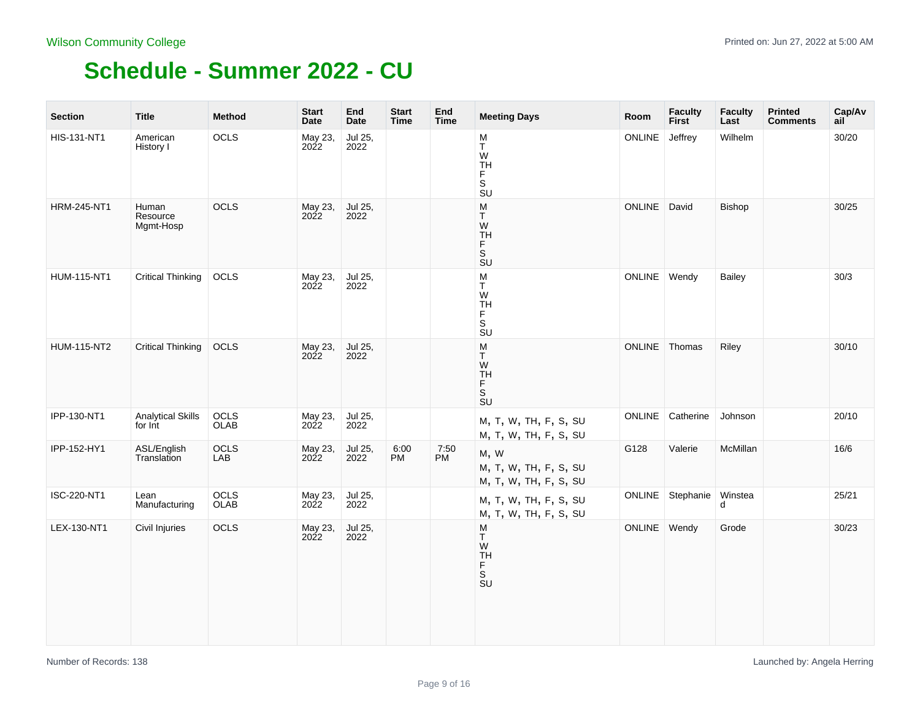Wilson Community College

Printed on: Jun 27, 2022 at 5:00 AM

# Schedule - Summer 2022 - CU

| Section | Title | Method | Start Date | End Date | Start Time | End Time | Meeting Days | Room | Faculty First | Faculty Last | Printed Comments | Cap/Avail |
|---|---|---|---|---|---|---|---|---|---|---|---|---|
| HIS-131-NT1 | American History I | OCLS | May 23, 2022 | Jul 25, 2022 | | | M T W TH F S SU | ONLINE | Jeffrey | Wilhelm | | 30/20 |
| HRM-245-NT1 | Human Resource Mgmt-Hosp | OCLS | May 23, 2022 | Jul 25, 2022 | | | M T W TH F S SU | ONLINE | David | Bishop | | 30/25 |
| HUM-115-NT1 | Critical Thinking | OCLS | May 23, 2022 | Jul 25, 2022 | | | M T W TH F S SU | ONLINE | Wendy | Bailey | | 30/3 |
| HUM-115-NT2 | Critical Thinking | OCLS | May 23, 2022 | Jul 25, 2022 | | | M T W TH F S SU | ONLINE | Thomas | Riley | | 30/10 |
| IPP-130-NT1 | Analytical Skills for Int | OCLS OLAB | May 23, 2022 | Jul 25, 2022 | | | M, T, W, TH, F, S, SU M, T, W, TH, F, S, SU | ONLINE | Catherine | Johnson | | 20/10 |
| IPP-152-HY1 | ASL/English Translation | OCLS LAB | May 23, 2022 | Jul 25, 2022 | 6:00 PM | 7:50 PM | M, W M, T, W, TH, F, S, SU M, T, W, TH, F, S, SU | G128 | Valerie | McMillan | | 16/6 |
| ISC-220-NT1 | Lean Manufacturing | OCLS OLAB | May 23, 2022 | Jul 25, 2022 | | | M, T, W, TH, F, S, SU M, T, W, TH, F, S, SU | ONLINE | Stephanie | Winstead | | 25/21 |
| LEX-130-NT1 | Civil Injuries | OCLS | May 23, 2022 | Jul 25, 2022 | | | M T W TH F S SU | ONLINE | Wendy | Grode | | 30/23 |

Number of Records: 138

Launched by: Angela Herring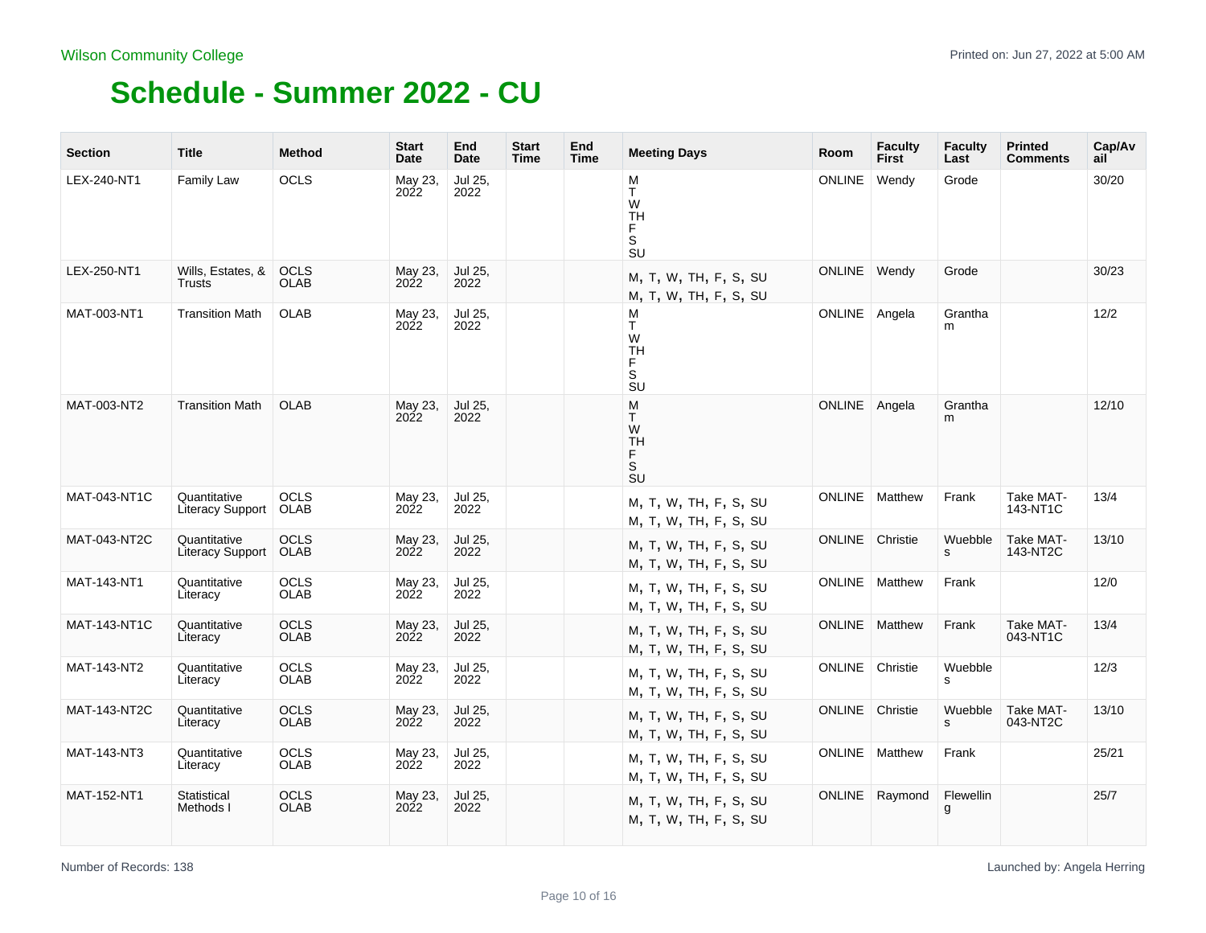Wilson Community College

# Schedule - Summer 2022 - CU

| Section | Title | Method | Start Date | End Date | Start Time | End Time | Meeting Days | Room | Faculty First | Faculty Last | Printed Comments | Cap/Avail |
|---|---|---|---|---|---|---|---|---|---|---|---|---|
| LEX-240-NT1 | Family Law | OCLS | May 23, 2022 | Jul 25, 2022 | | | M T W TH F S SU | ONLINE | Wendy | Grode | | 30/20 |
| LEX-250-NT1 | Wills, Estates, & Trusts | OCLS OLAB | May 23, 2022 | Jul 25, 2022 | | | M, T, W, TH, F, S, SU M, T, W, TH, F, S, SU | ONLINE | Wendy | Grode | | 30/23 |
| MAT-003-NT1 | Transition Math | OLAB | May 23, 2022 | Jul 25, 2022 | | | M T W TH F S SU | ONLINE | Angela | Grantham | | 12/2 |
| MAT-003-NT2 | Transition Math | OLAB | May 23, 2022 | Jul 25, 2022 | | | M T W TH F S SU | ONLINE | Angela | Grantham | | 12/10 |
| MAT-043-NT1C | Quantitative Literacy Support | OCLS OLAB | May 23, 2022 | Jul 25, 2022 | | | M, T, W, TH, F, S, SU M, T, W, TH, F, S, SU | ONLINE | Matthew | Frank | Take MAT-143-NT1C | 13/4 |
| MAT-043-NT2C | Quantitative Literacy Support | OCLS OLAB | May 23, 2022 | Jul 25, 2022 | | | M, T, W, TH, F, S, SU M, T, W, TH, F, S, SU | ONLINE | Christie | Wuebbles | Take MAT-143-NT2C | 13/10 |
| MAT-143-NT1 | Quantitative Literacy | OCLS OLAB | May 23, 2022 | Jul 25, 2022 | | | M, T, W, TH, F, S, SU M, T, W, TH, F, S, SU | ONLINE | Matthew | Frank | | 12/0 |
| MAT-143-NT1C | Quantitative Literacy | OCLS OLAB | May 23, 2022 | Jul 25, 2022 | | | M, T, W, TH, F, S, SU M, T, W, TH, F, S, SU | ONLINE | Matthew | Frank | Take MAT-043-NT1C | 13/4 |
| MAT-143-NT2 | Quantitative Literacy | OCLS OLAB | May 23, 2022 | Jul 25, 2022 | | | M, T, W, TH, F, S, SU M, T, W, TH, F, S, SU | ONLINE | Christie | Wuebbles | | 12/3 |
| MAT-143-NT2C | Quantitative Literacy | OCLS OLAB | May 23, 2022 | Jul 25, 2022 | | | M, T, W, TH, F, S, SU M, T, W, TH, F, S, SU | ONLINE | Christie | Wuebbles | Take MAT-043-NT2C | 13/10 |
| MAT-143-NT3 | Quantitative Literacy | OCLS OLAB | May 23, 2022 | Jul 25, 2022 | | | M, T, W, TH, F, S, SU M, T, W, TH, F, S, SU | ONLINE | Matthew | Frank | | 25/21 |
| MAT-152-NT1 | Statistical Methods I | OCLS OLAB | May 23, 2022 | Jul 25, 2022 | | | M, T, W, TH, F, S, SU M, T, W, TH, F, S, SU | ONLINE | Raymond | Flewelling | | 25/7 |

Number of Records: 138

Launched by: Angela Herring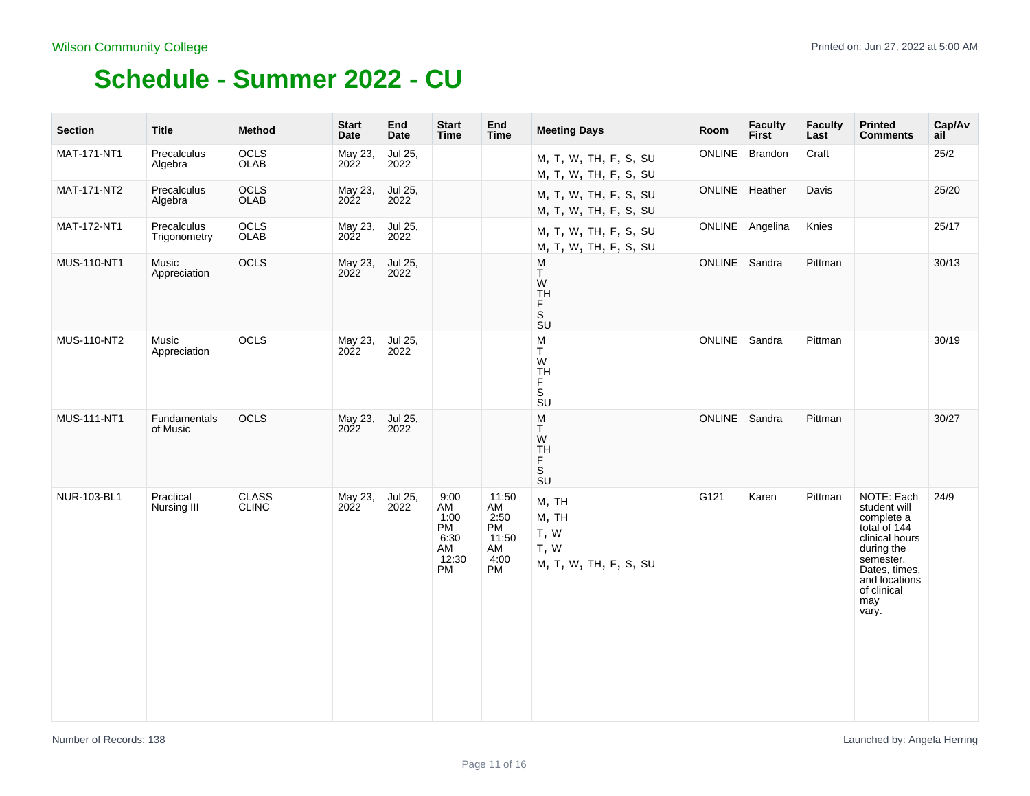Wilson Community College

Printed on: Jun 27, 2022 at 5:00 AM

# Schedule - Summer 2022 - CU

| Section | Title | Method | Start Date | End Date | Start Time | End Time | Meeting Days | Room | Faculty First | Faculty Last | Printed Comments | Cap/Avail |
|---|---|---|---|---|---|---|---|---|---|---|---|---|
| MAT-171-NT1 | Precalculus Algebra | OCLS OLAB | May 23, 2022 | Jul 25, 2022 | | | M, T, W, TH, F, S, SU<br>M, T, W, TH, F, S, SU | ONLINE | Brandon | Craft | | 25/2 |
| MAT-171-NT2 | Precalculus Algebra | OCLS OLAB | May 23, 2022 | Jul 25, 2022 | | | M, T, W, TH, F, S, SU<br>M, T, W, TH, F, S, SU | ONLINE | Heather | Davis | | 25/20 |
| MAT-172-NT1 | Precalculus Trigonometry | OCLS OLAB | May 23, 2022 | Jul 25, 2022 | | | M, T, W, TH, F, S, SU<br>M, T, W, TH, F, S, SU | ONLINE | Angelina | Knies | | 25/17 |
| MUS-110-NT1 | Music Appreciation | OCLS | May 23, 2022 | Jul 25, 2022 | | | M T W TH F S SU | ONLINE | Sandra | Pittman | | 30/13 |
| MUS-110-NT2 | Music Appreciation | OCLS | May 23, 2022 | Jul 25, 2022 | | | M T W TH F S SU | ONLINE | Sandra | Pittman | | 30/19 |
| MUS-111-NT1 | Fundamentals of Music | OCLS | May 23, 2022 | Jul 25, 2022 | | | M T W TH F S SU | ONLINE | Sandra | Pittman | | 30/27 |
| NUR-103-BL1 | Practical Nursing III | CLASS CLINC | May 23, 2022 | Jul 25, 2022 | 9:00 AM<br>1:00 PM<br>6:30 AM<br>12:30 PM | 11:50 AM<br>2:50 PM<br>11:50 AM<br>4:00 PM | M, TH<br>M, TH<br>T, W<br>T, W<br>M, T, W, TH, F, S, SU | G121 | Karen | Pittman | NOTE: Each student will complete a total of 144 clinical hours during the semester. Dates, times, and locations of clinical may vary. | 24/9 |

Number of Records: 138

Launched by: Angela Herring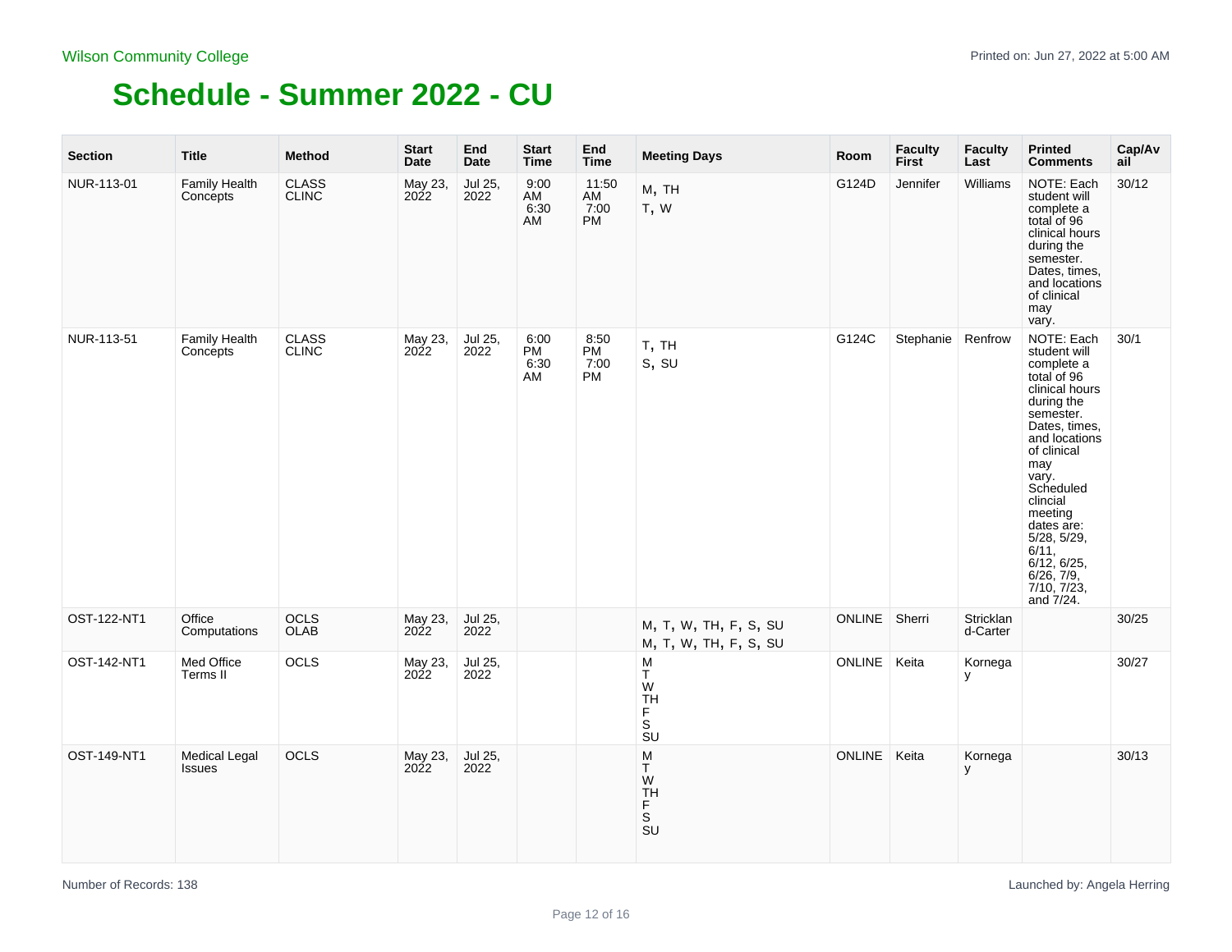Wilson Community College

# Schedule - Summer 2022 - CU

| Section | Title | Method | Start Date | End Date | Start Time | End Time | Meeting Days | Room | Faculty First | Faculty Last | Printed Comments | Cap/Avail |
|---|---|---|---|---|---|---|---|---|---|---|---|---|
| NUR-113-01 | Family Health Concepts | CLASS CLINC | May 23, 2022 | Jul 25, 2022 | 9:00 AM 6:30 AM | 11:50 AM 7:00 PM | M, TH T, W | G124D | Jennifer | Williams | NOTE: Each student will complete a total of 96 clinical hours during the semester. Dates, times, and locations of clinical may vary. | 30/12 |
| NUR-113-51 | Family Health Concepts | CLASS CLINC | May 23, 2022 | Jul 25, 2022 | 6:00 PM 6:30 AM | 8:50 PM 7:00 PM | T, TH S, SU | G124C | Stephanie | Renfrow | NOTE: Each student will complete a total of 96 clinical hours during the semester. Dates, times, and locations of clinical may vary. Scheduled clincial meeting dates are: 5/28, 5/29, 6/11, 6/12, 6/25, 6/26, 7/9, 7/10, 7/23, and 7/24. | 30/1 |
| OST-122-NT1 | Office Computations | OCLS OLAB | May 23, 2022 | Jul 25, 2022 | | | M, T, W, TH, F, S, SU M, T, W, TH, F, S, SU | ONLINE | Sherri | Strickland-Carter | | 30/25 |
| OST-142-NT1 | Med Office Terms II | OCLS | May 23, 2022 | Jul 25, 2022 | | | M T W TH F S SU | ONLINE | Keita | Kornegay | | 30/27 |
| OST-149-NT1 | Medical Legal Issues | OCLS | May 23, 2022 | Jul 25, 2022 | | | M T W TH F S SU | ONLINE | Keita | Kornegay | | 30/13 |

Number of Records: 138

Launched by: Angela Herring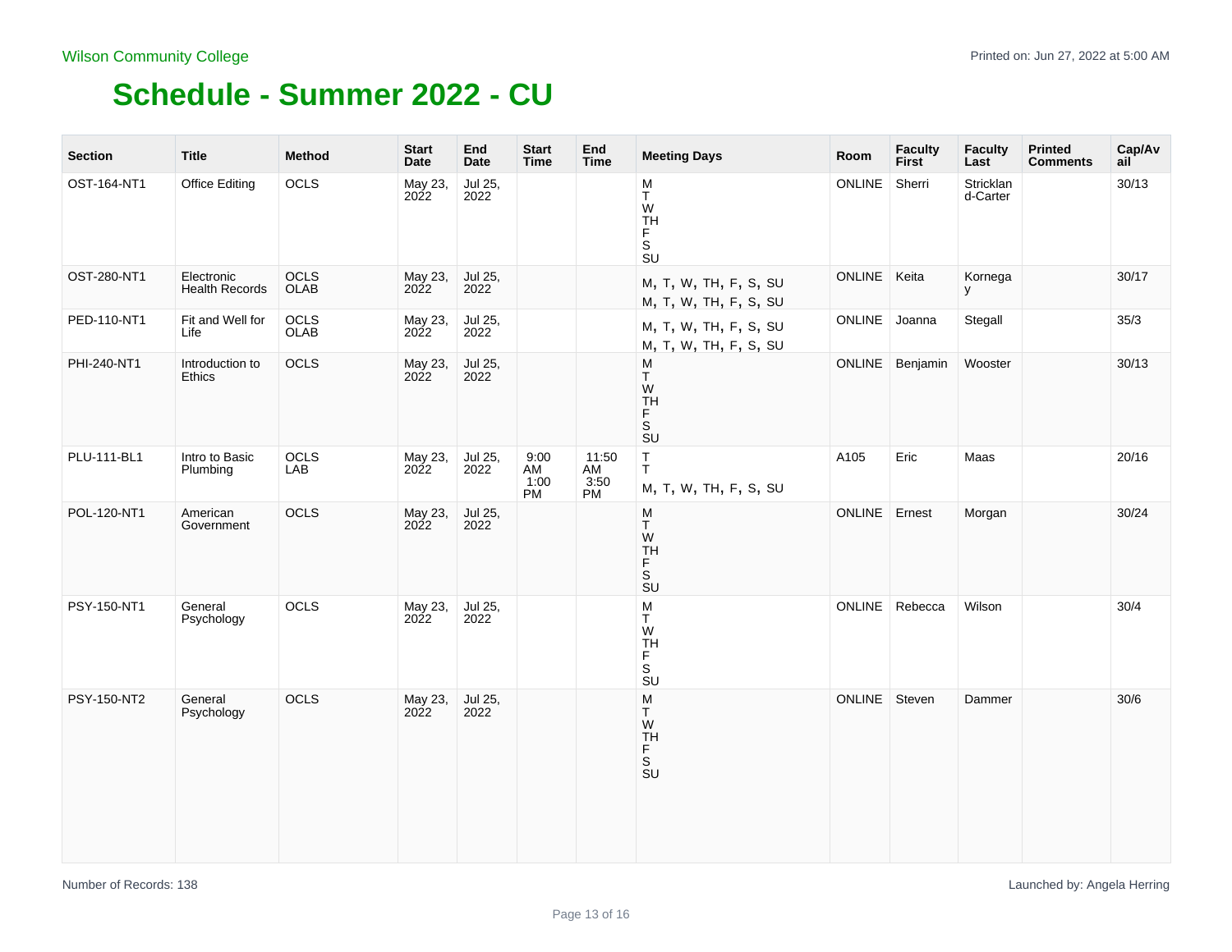Wilson Community College

# Schedule - Summer 2022 - CU

| Section | Title | Method | Start Date | End Date | Start Time | End Time | Meeting Days | Room | Faculty First | Faculty Last | Printed Comments | Cap/Avail |
|---|---|---|---|---|---|---|---|---|---|---|---|---|
| OST-164-NT1 | Office Editing | OCLS | May 23, 2022 | Jul 25, 2022 | | | M T W TH F S SU | ONLINE | Sherri | Strickland-Carter | | 30/13 |
| OST-280-NT1 | Electronic Health Records | OCLS OLAB | May 23, 2022 | Jul 25, 2022 | | | M, T, W, TH, F, S, SU M, T, W, TH, F, S, SU | ONLINE | Keita | Kornegay | | 30/17 |
| PED-110-NT1 | Fit and Well for Life | OCLS OLAB | May 23, 2022 | Jul 25, 2022 | | | M, T, W, TH, F, S, SU M, T, W, TH, F, S, SU | ONLINE | Joanna | Stegall | | 35/3 |
| PHI-240-NT1 | Introduction to Ethics | OCLS | May 23, 2022 | Jul 25, 2022 | | | M T W TH F S SU | ONLINE | Benjamin | Wooster | | 30/13 |
| PLU-111-BL1 | Intro to Basic Plumbing | OCLS LAB | May 23, 2022 | Jul 25, 2022 | 9:00 AM 1:00 PM | 11:50 AM 3:50 PM | T T M, T, W, TH, F, S, SU | A105 | Eric | Maas | | 20/16 |
| POL-120-NT1 | American Government | OCLS | May 23, 2022 | Jul 25, 2022 | | | M T W TH F S SU | ONLINE | Ernest | Morgan | | 30/24 |
| PSY-150-NT1 | General Psychology | OCLS | May 23, 2022 | Jul 25, 2022 | | | M T W TH F S SU | ONLINE | Rebecca | Wilson | | 30/4 |
| PSY-150-NT2 | General Psychology | OCLS | May 23, 2022 | Jul 25, 2022 | | | M T W TH F S SU | ONLINE | Steven | Dammer | | 30/6 |

Number of Records: 138

Launched by: Angela Herring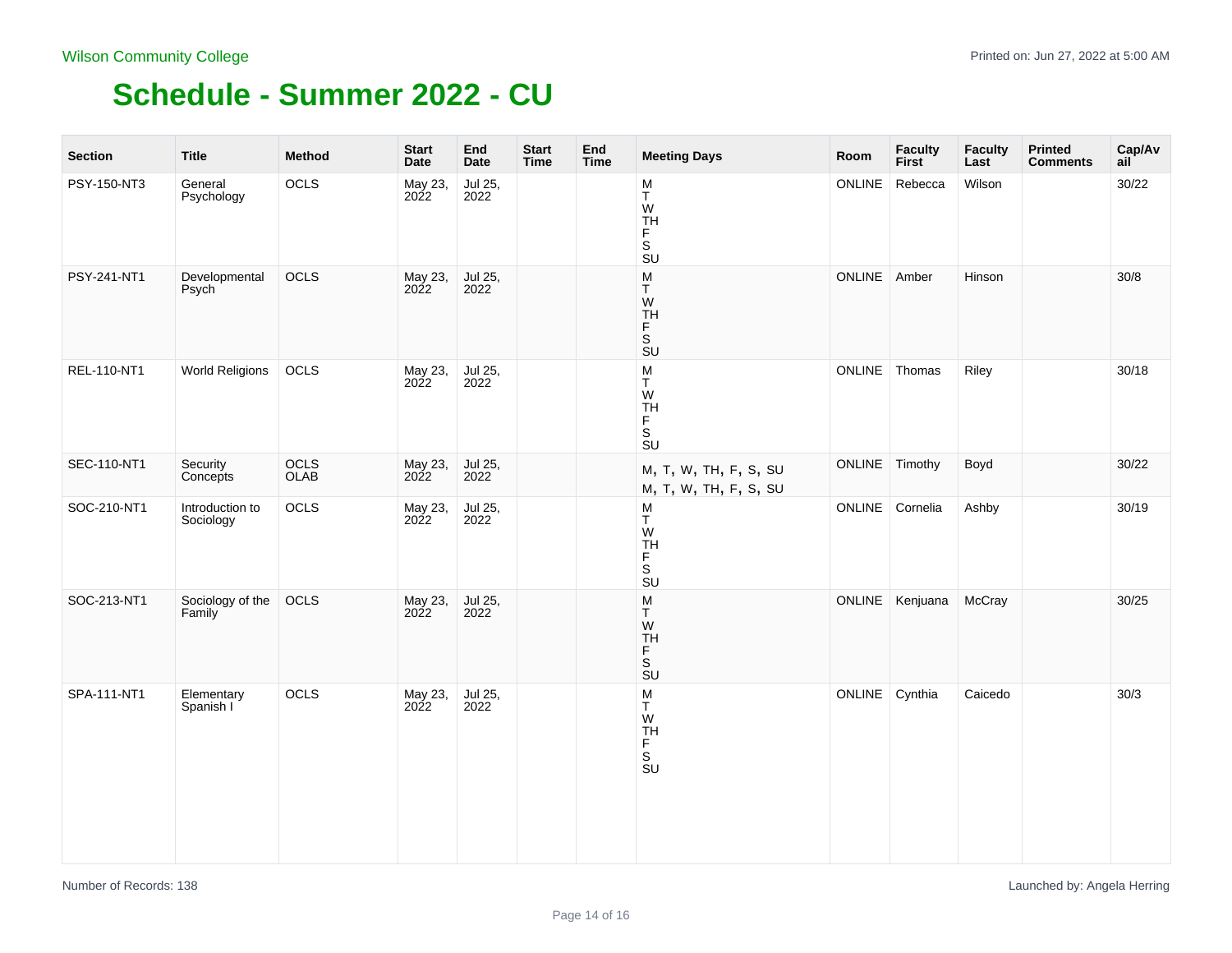Wilson Community College

Printed on: Jun 27, 2022 at 5:00 AM

# Schedule - Summer 2022 - CU

| Section | Title | Method | Start Date | End Date | Start Time | End Time | Meeting Days | Room | Faculty First | Faculty Last | Printed Comments | Cap/Avail |
|---|---|---|---|---|---|---|---|---|---|---|---|---|
| PSY-150-NT3 | General Psychology | OCLS | May 23, 2022 | Jul 25, 2022 | | | M T W TH F S SU | ONLINE | Rebecca | Wilson | | 30/22 |
| PSY-241-NT1 | Developmental Psych | OCLS | May 23, 2022 | Jul 25, 2022 | | | M T W TH F S SU | ONLINE | Amber | Hinson | | 30/8 |
| REL-110-NT1 | World Religions | OCLS | May 23, 2022 | Jul 25, 2022 | | | M T W TH F S SU | ONLINE | Thomas | Riley | | 30/18 |
| SEC-110-NT1 | Security Concepts | OCLS OLAB | May 23, 2022 | Jul 25, 2022 | | | M, T, W, TH, F, S, SU M, T, W, TH, F, S, SU | ONLINE | Timothy | Boyd | | 30/22 |
| SOC-210-NT1 | Introduction to Sociology | OCLS | May 23, 2022 | Jul 25, 2022 | | | M T W TH F S SU | ONLINE | Cornelia | Ashby | | 30/19 |
| SOC-213-NT1 | Sociology of the Family | OCLS | May 23, 2022 | Jul 25, 2022 | | | M T W TH F S SU | ONLINE | Kenjuana | McCray | | 30/25 |
| SPA-111-NT1 | Elementary Spanish I | OCLS | May 23, 2022 | Jul 25, 2022 | | | M T W TH F S SU | ONLINE | Cynthia | Caicedo | | 30/3 |

Number of Records: 138

Launched by: Angela Herring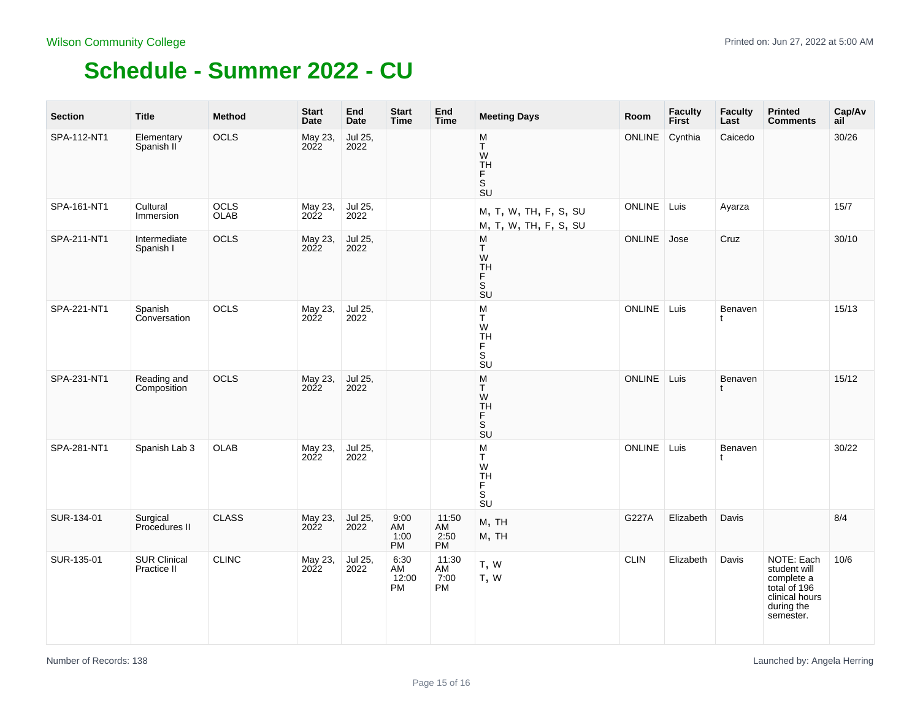Wilson Community College

Printed on: Jun 27, 2022 at 5:00 AM

# Schedule - Summer 2022 - CU

| Section | Title | Method | Start Date | End Date | Start Time | End Time | Meeting Days | Room | Faculty First | Faculty Last | Printed Comments | Cap/Avail |
|---|---|---|---|---|---|---|---|---|---|---|---|---|
| SPA-112-NT1 | Elementary Spanish II | OCLS | May 23, 2022 | Jul 25, 2022 | | | M T W TH F S SU | ONLINE | Cynthia | Caicedo | | 30/26 |
| SPA-161-NT1 | Cultural Immersion | OCLS OLAB | May 23, 2022 | Jul 25, 2022 | | | M, T, W, TH, F, S, SU M, T, W, TH, F, S, SU | ONLINE | Luis | Ayarza | | 15/7 |
| SPA-211-NT1 | Intermediate Spanish I | OCLS | May 23, 2022 | Jul 25, 2022 | | | M T W TH F S SU | ONLINE | Jose | Cruz | | 30/10 |
| SPA-221-NT1 | Spanish Conversation | OCLS | May 23, 2022 | Jul 25, 2022 | | | M T W TH F S SU | ONLINE | Luis | Benavent | | 15/13 |
| SPA-231-NT1 | Reading and Composition | OCLS | May 23, 2022 | Jul 25, 2022 | | | M T W TH F S SU | ONLINE | Luis | Benavent | | 15/12 |
| SPA-281-NT1 | Spanish Lab 3 | OLAB | May 23, 2022 | Jul 25, 2022 | | | M T W TH F S SU | ONLINE | Luis | Benavent | | 30/22 |
| SUR-134-01 | Surgical Procedures II | CLASS | May 23, 2022 | Jul 25, 2022 | 9:00 AM 1:00 PM | 11:50 AM 2:50 PM | M, TH M, TH | G227A | Elizabeth | Davis | | 8/4 |
| SUR-135-01 | SUR Clinical Practice II | CLINC | May 23, 2022 | Jul 25, 2022 | 6:30 AM 12:00 PM | 11:30 AM 7:00 PM | T, W T, W | CLIN | Elizabeth | Davis | NOTE: Each student will complete a total of 196 clinical hours during the semester. | 10/6 |

Number of Records: 138

Launched by: Angela Herring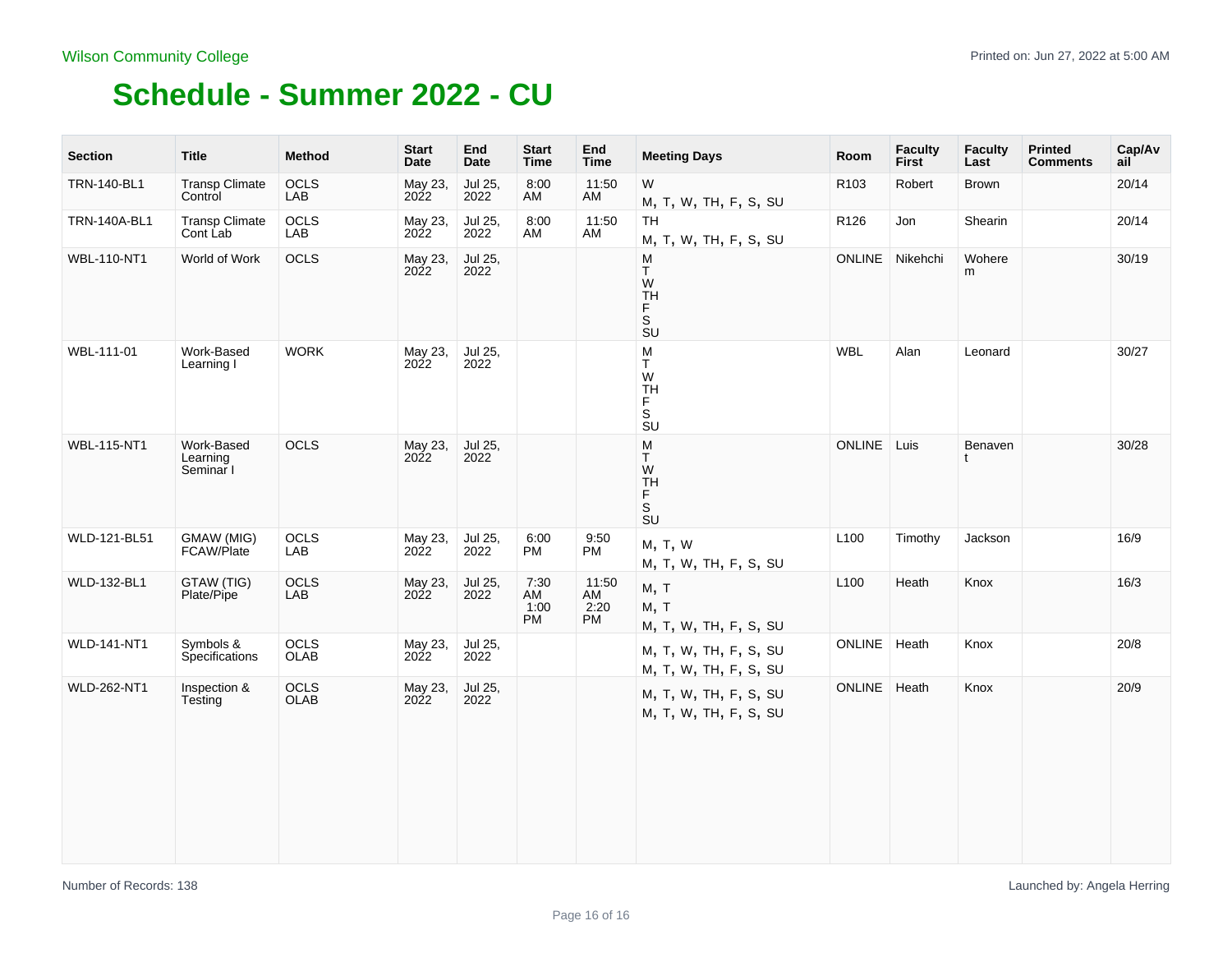Wilson Community College

# Schedule - Summer 2022 - CU

| Section | Title | Method | Start Date | End Date | Start Time | End Time | Meeting Days | Room | Faculty First | Faculty Last | Printed Comments | Cap/Avail |
|---|---|---|---|---|---|---|---|---|---|---|---|---|
| TRN-140-BL1 | Transp Climate Control | OCLS LAB | May 23, 2022 | Jul 25, 2022 | 8:00 AM | 11:50 AM | W<br>M, T, W, TH, F, S, SU | R103 | Robert | Brown | | 20/14 |
| TRN-140A-BL1 | Transp Climate Cont Lab | OCLS LAB | May 23, 2022 | Jul 25, 2022 | 8:00 AM | 11:50 AM | TH<br>M, T, W, TH, F, S, SU | R126 | Jon | Shearin | | 20/14 |
| WBL-110-NT1 | World of Work | OCLS | May 23, 2022 | Jul 25, 2022 | | | M<br>T<br>W<br>TH<br>F<br>S<br>SU | ONLINE | Nikehchi | Woherem | | 30/19 |
| WBL-111-01 | Work-Based Learning I | WORK | May 23, 2022 | Jul 25, 2022 | | | M<br>T<br>W<br>TH<br>F<br>S<br>SU | WBL | Alan | Leonard | | 30/27 |
| WBL-115-NT1 | Work-Based Learning Seminar I | OCLS | May 23, 2022 | Jul 25, 2022 | | | M<br>T<br>W<br>TH<br>F<br>S<br>SU | ONLINE | Luis | Benavent | | 30/28 |
| WLD-121-BL51 | GMAW (MIG) FCAW/Plate | OCLS LAB | May 23, 2022 | Jul 25, 2022 | 6:00 PM | 9:50 PM | M, T, W<br>M, T, W, TH, F, S, SU | L100 | Timothy | Jackson | | 16/9 |
| WLD-132-BL1 | GTAW (TIG) Plate/Pipe | OCLS LAB | May 23, 2022 | Jul 25, 2022 | 7:30 AM<br>1:00 PM | 11:50 AM<br>2:20 PM | M, T<br>M, T<br>M, T, W, TH, F, S, SU | L100 | Heath | Knox | | 16/3 |
| WLD-141-NT1 | Symbols & Specifications | OCLS OLAB | May 23, 2022 | Jul 25, 2022 | | | M, T, W, TH, F, S, SU<br>M, T, W, TH, F, S, SU | ONLINE | Heath | Knox | | 20/8 |
| WLD-262-NT1 | Inspection & Testing | OCLS OLAB | May 23, 2022 | Jul 25, 2022 | | | M, T, W, TH, F, S, SU<br>M, T, W, TH, F, S, SU | ONLINE | Heath | Knox | | 20/9 |

Number of Records: 138

Launched by: Angela Herring